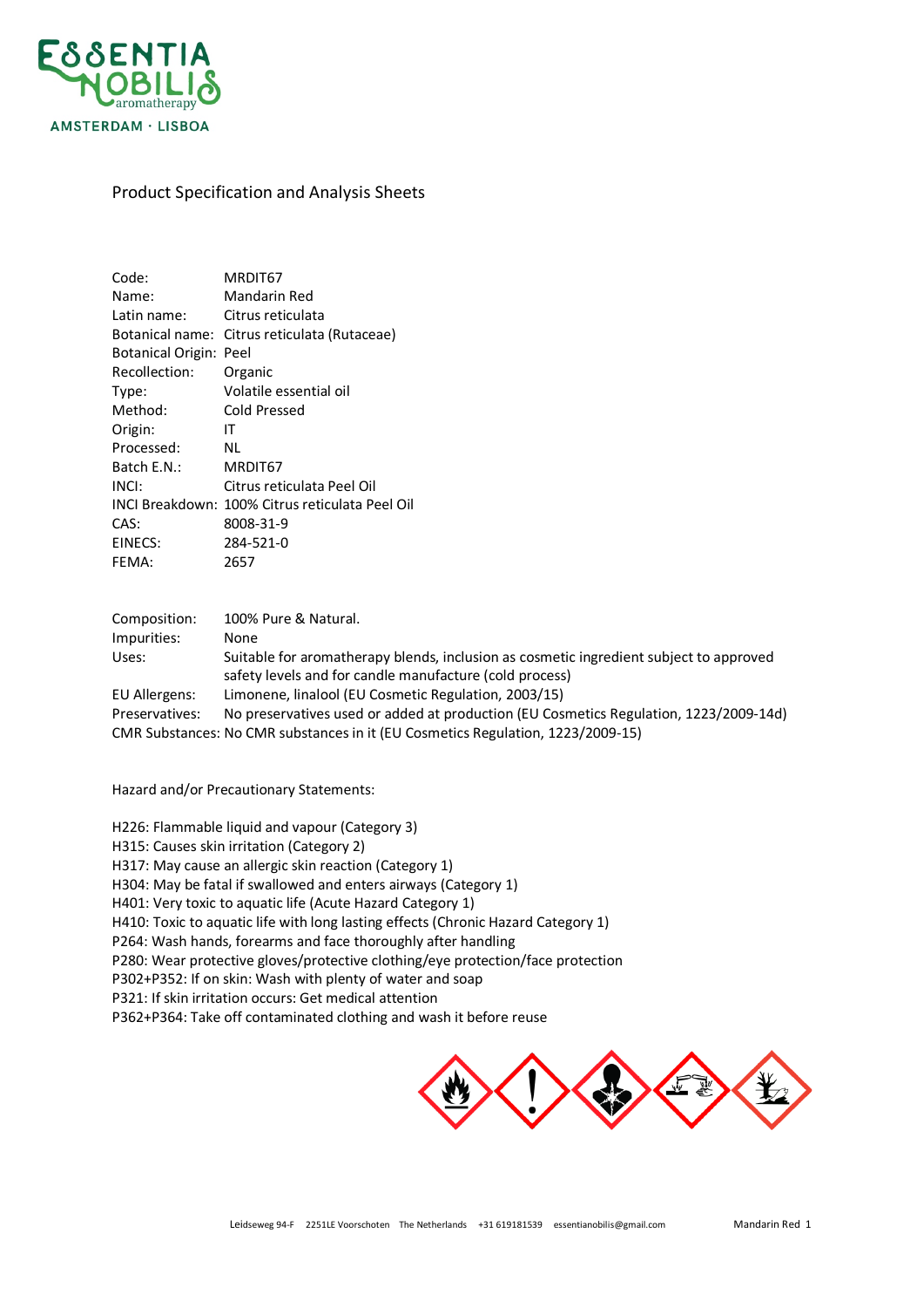ESSENTIA NOBILIS aromatherapy
AMSTERDAM · LISBOA

# Product Specification and Analysis Sheets

| | |
|---|---|
| Code: | MRDIT67 |
| Name: | Mandarin Red |
| Latin name: | Citrus reticulata |
| Botanical name: | Citrus reticulata (Rutaceae) |
| Botanical Origin: | Peel |
| Recollection: | Organic |
| Type: | Volatile essential oil |
| Method: | Cold Pressed |
| Origin: | IT |
| Processed: | NL |
| Batch E.N.: | MRDIT67 |
| INCI: | Citrus reticulata Peel Oil |
| INCI Breakdown: | 100% Citrus reticulata Peel Oil |
| CAS: | 8008-31-9 |
| EINECS: | 284-521-0 |
| FEMA: | 2657 |

| | |
|---|---|
| Composition: | 100% Pure & Natural. |
| Impurities: | None |
| Uses: | Suitable for aromatherapy blends, inclusion as cosmetic ingredient subject to approved safety levels and for candle manufacture (cold process) |
| EU Allergens: | Limonene, linalool (EU Cosmetic Regulation, 2003/15) |
| Preservatives: | No preservatives used or added at production (EU Cosmetics Regulation, 1223/2009-14d) |
| CMR Substances: | No CMR substances in it (EU Cosmetics Regulation, 1223/2009-15) |

Hazard and/or Precautionary Statements:

H226: Flammable liquid and vapour (Category 3)
H315: Causes skin irritation (Category 2)
H317: May cause an allergic skin reaction (Category 1)
H304: May be fatal if swallowed and enters airways (Category 1)
H401: Very toxic to aquatic life (Acute Hazard Category 1)
H410: Toxic to aquatic life with long lasting effects (Chronic Hazard Category 1)
P264: Wash hands, forearms and face thoroughly after handling
P280: Wear protective gloves/protective clothing/eye protection/face protection
P302+P352: If on skin: Wash with plenty of water and soap
P321: If skin irritation occurs: Get medical attention
P362+P364: Take off contaminated clothing and wash it before reuse

Leidseweg 94-F 2251LE Voorschoten The Netherlands +31 619181539 essentianobilis@gmail.com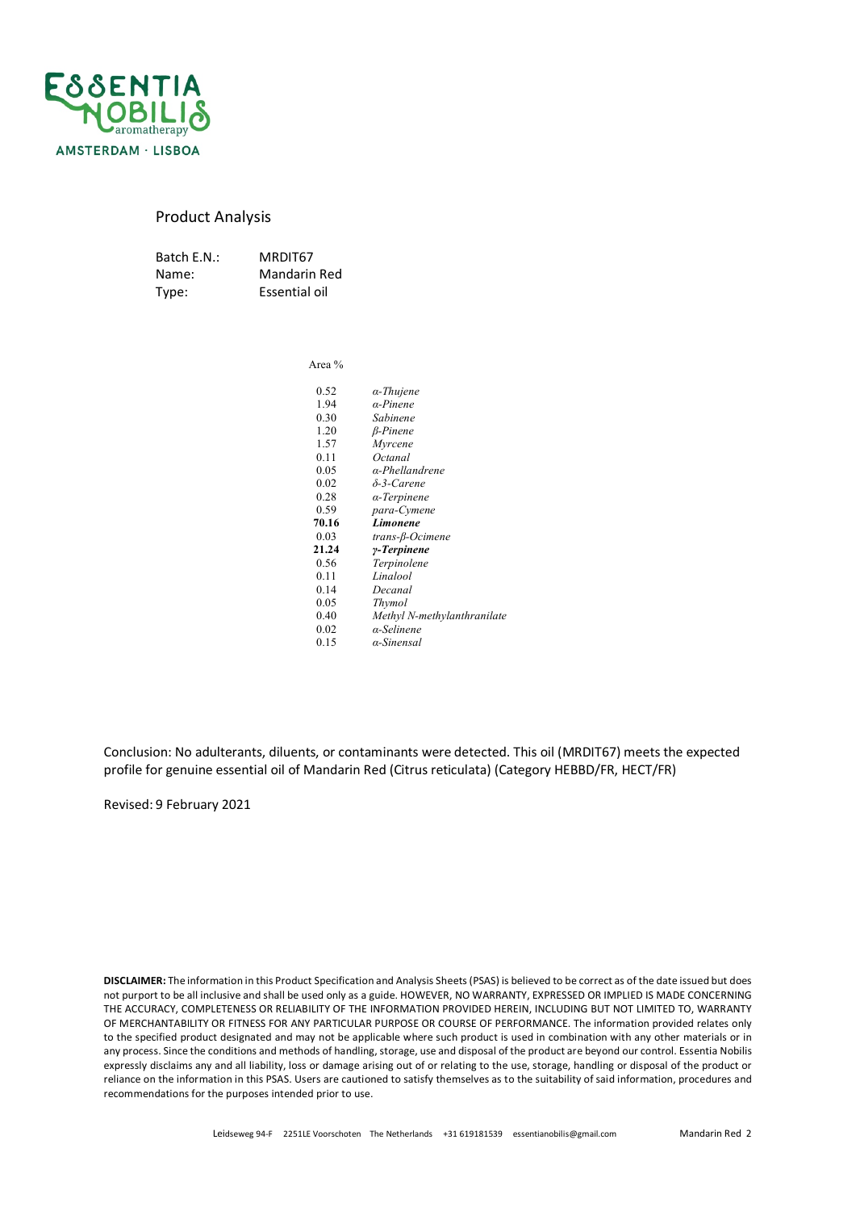ESSENTIA NOBILIS aromatherapy
AMSTERDAM · LISBOA

## Product Analysis

Batch E.N.: MRDIT67
Name: Mandarin Red
Type: Essential oil

| Area % | |
|---|---|
| 0.52 | *α-Thujene* |
| 1.94 | *α-Pinene* |
| 0.30 | *Sabinene* |
| 1.20 | *β-Pinene* |
| 1.57 | *Myrcene* |
| 0.11 | *Octanal* |
| 0.05 | *α-Phellandrene* |
| 0.02 | *δ-3-Carene* |
| 0.28 | *α-Terpinene* |
| 0.59 | *para-Cymene* |
| **70.16** | ***Limonene*** |
| 0.03 | *trans-β-Ocimene* |
| **21.24** | ***γ-Terpinene*** |
| 0.56 | *Terpinolene* |
| 0.11 | *Linalool* |
| 0.14 | *Decanal* |
| 0.05 | *Thymol* |
| 0.40 | *Methyl N-methylanthranilate* |
| 0.02 | *α-Selinene* |
| 0.15 | *α-Sinensal* |

Conclusion: No adulterants, diluents, or contaminants were detected. This oil (MRDIT67) meets the expected profile for genuine essential oil of Mandarin Red (Citrus reticulata) (Category HEBBD/FR, HECT/FR)

Revised: 9 February 2021

**DISCLAIMER:** The information in this Product Specification and Analysis Sheets (PSAS) is believed to be correct as of the date issued but does not purport to be all inclusive and shall be used only as a guide. HOWEVER, NO WARRANTY, EXPRESSED OR IMPLIED IS MADE CONCERNING THE ACCURACY, COMPLETENESS OR RELIABILITY OF THE INFORMATION PROVIDED HEREIN, INCLUDING BUT NOT LIMITED TO, WARRANTY OF MERCHANTABILITY OR FITNESS FOR ANY PARTICULAR PURPOSE OR COURSE OF PERFORMANCE. The information provided relates only to the specified product designated and may not be applicable where such product is used in combination with any other materials or in any process. Since the conditions and methods of handling, storage, use and disposal of the product are beyond our control. Essentia Nobilis expressly disclaims any and all liability, loss or damage arising out of or relating to the use, storage, handling or disposal of the product or reliance on the information in this PSAS. Users are cautioned to satisfy themselves as to the suitability of said information, procedures and recommendations for the purposes intended prior to use.

Leidseweg 94-F 2251LE Voorschoten The Netherlands +31 619181539 essentianobilis@gmail.com